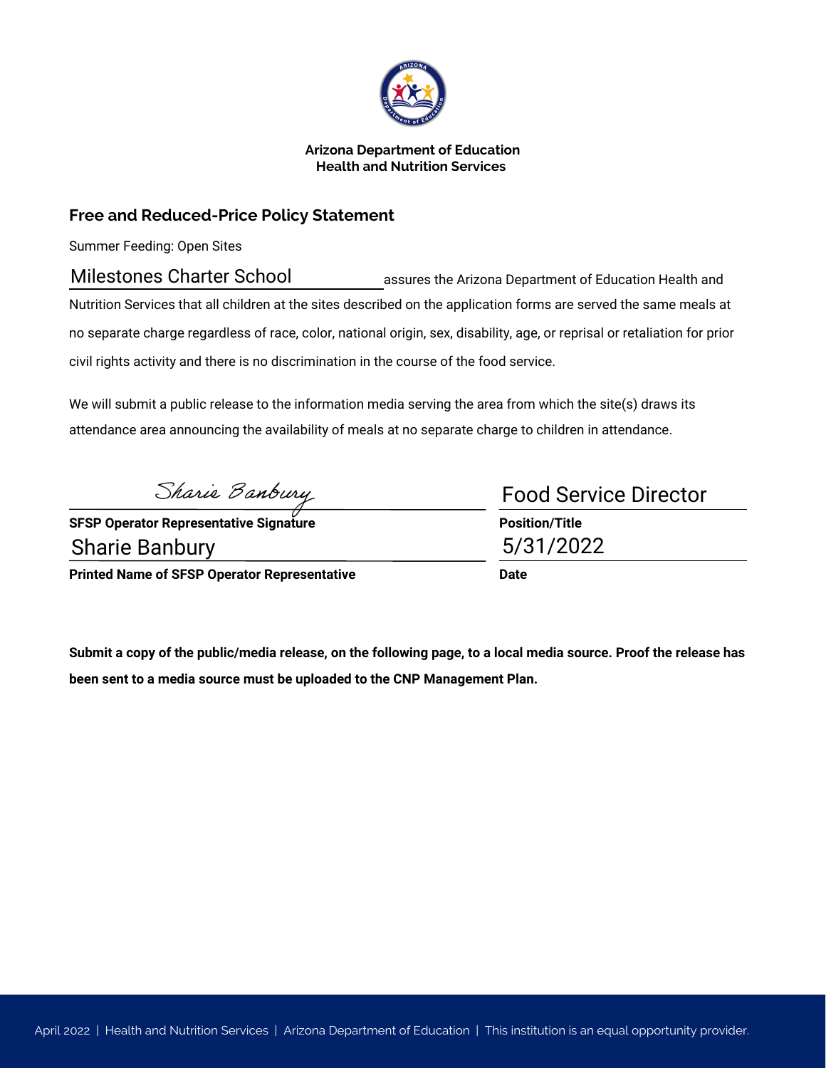**Arizona Department of Education**
**Health and Nutrition Services**

## Free and Reduced-Price Policy Statement

Summer Feeding: Open Sites

Milestones Charter School assures the Arizona Department of Education Health and Nutrition Services that all children at the sites described on the application forms are served the same meals at no separate charge regardless of race, color, national origin, sex, disability, age, or reprisal or retaliation for prior civil rights activity and there is no discrimination in the course of the food service.

We will submit a public release to the information media serving the area from which the site(s) draws its attendance area announcing the availability of meals at no separate charge to children in attendance.

Sharie Banbury
**SFSP Operator Representative Signature**

Food Service Director
**Position/Title**

Sharie Banbury
**Printed Name of SFSP Operator Representative**

5/31/2022
**Date**

**Submit a copy of the public/media release, on the following page, to a local media source. Proof the release has been sent to a media source must be uploaded to the CNP Management Plan.**

April 2022 | Health and Nutrition Services | Arizona Department of Education | This institution is an equal opportunity provider.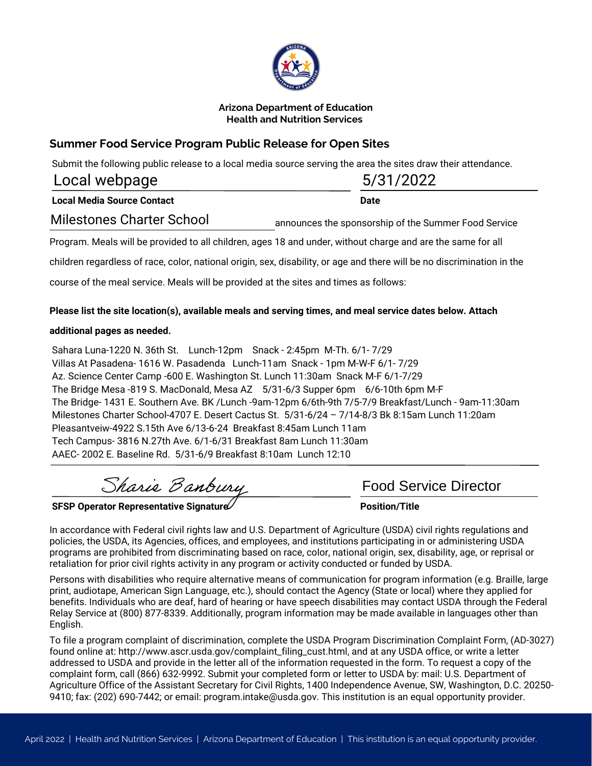**Arizona Department of Education**
**Health and Nutrition Services**

## Summer Food Service Program Public Release for Open Sites

Submit the following public release to a local media source serving the area the sites draw their attendance.

Local webpage — 5/31/2022

**Local Media Source Contact** — **Date**

Milestones Charter School announces the sponsorship of the Summer Food Service Program. Meals will be provided to all children, ages 18 and under, without charge and are the same for all children regardless of race, color, national origin, sex, disability, or age and there will be no discrimination in the course of the meal service. Meals will be provided at the sites and times as follows:

**Please list the site location(s), available meals and serving times, and meal service dates below. Attach additional pages as needed.**

Sahara Luna-1220 N. 36th St. Lunch-12pm Snack - 2:45pm M-Th. 6/1- 7/29
Villas At Pasadena- 1616 W. Pasadenda Lunch-11am Snack - 1pm M-W-F 6/1- 7/29
Az. Science Center Camp -600 E. Washington St. Lunch 11:30am Snack M-F 6/1-7/29
The Bridge Mesa -819 S. MacDonald, Mesa AZ 5/31-6/3 Supper 6pm 6/6-10th 6pm M-F
The Bridge- 1431 E. Southern Ave. BK /Lunch -9am-12pm 6/6th-9th 7/5-7/9 Breakfast/Lunch - 9am-11:30am
Milestones Charter School-4707 E. Desert Cactus St. 5/31-6/24 – 7/14-8/3 Bk 8:15am Lunch 11:20am
Pleasantveiw-4922 S.15th Ave 6/13-6-24 Breakfast 8:45am Lunch 11am
Tech Campus- 3816 N.27th Ave. 6/1-6/31 Breakfast 8am Lunch 11:30am
AAEC- 2002 E. Baseline Rd. 5/31-6/9 Breakfast 8:10am Lunch 12:10

Sharie Banbury — Food Service Director

**SFSP Operator Representative Signature** — **Position/Title**

In accordance with Federal civil rights law and U.S. Department of Agriculture (USDA) civil rights regulations and policies, the USDA, its Agencies, offices, and employees, and institutions participating in or administering USDA programs are prohibited from discriminating based on race, color, national origin, sex, disability, age, or reprisal or retaliation for prior civil rights activity in any program or activity conducted or funded by USDA.

Persons with disabilities who require alternative means of communication for program information (e.g. Braille, large print, audiotape, American Sign Language, etc.), should contact the Agency (State or local) where they applied for benefits. Individuals who are deaf, hard of hearing or have speech disabilities may contact USDA through the Federal Relay Service at (800) 877-8339. Additionally, program information may be made available in languages other than English.

To file a program complaint of discrimination, complete the USDA Program Discrimination Complaint Form, (AD-3027) found online at: http://www.ascr.usda.gov/complaint_filing_cust.html, and at any USDA office, or write a letter addressed to USDA and provide in the letter all of the information requested in the form. To request a copy of the complaint form, call (866) 632-9992. Submit your completed form or letter to USDA by: mail: U.S. Department of Agriculture Office of the Assistant Secretary for Civil Rights, 1400 Independence Avenue, SW, Washington, D.C. 20250-9410; fax: (202) 690-7442; or email: program.intake@usda.gov. This institution is an equal opportunity provider.